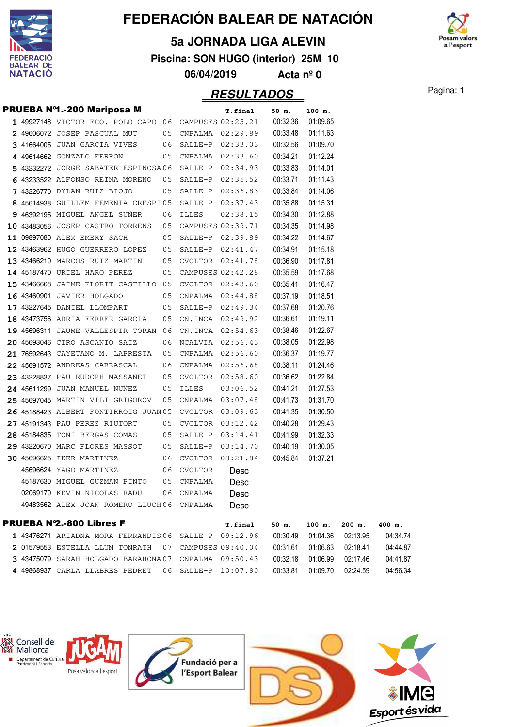# FEDERACIÓN BALEAR DE NATACIÓN

## 5a JORNADA LIGA ALEVIN

**Piscina: SON HUGO (interior) 25M 10**

**06/04/2019 Acta nº 0**

## RESULTADOS

### PRUEBA Nº1.-200 Mariposa M

| | | | | | T.final | 50 m. | 100 m. |
|---|---|---|---|---|---|---|---|
| 1 | 49927148 | VICTOR FCO. POLO CAPO | 06 | CAMPUSES | 02:25.21 | 00:32.36 | 01:09.65 |
| 2 | 49606072 | JOSEP PASCUAL MUT | 05 | CNPALMA | 02:29.89 | 00:33.48 | 01:11.63 |
| 3 | 41664005 | JUAN GARCIA VIVES | 06 | SALLE-P | 02:33.03 | 00:32.56 | 01:09.70 |
| 4 | 49614662 | GONZALO FERRON | 05 | CNPALMA | 02:33.60 | 00:34.21 | 01:12.24 |
| 5 | 43232272 | JORGE SABATER ESPINOSA | 06 | SALLE-P | 02:34.93 | 00:33.83 | 01:14.01 |
| 6 | 43233522 | ALFONSO REINA MORENO | 05 | SALLE-P | 02:35.52 | 00:33.71 | 01:11.43 |
| 7 | 43226770 | DYLAN RUIZ BIOJO | 05 | SALLE-P | 02:36.83 | 00:33.84 | 01:14.06 |
| 8 | 45614938 | GUILLEM FEMENIA CRESPI | 05 | SALLE-P | 02:37.43 | 00:35.88 | 01:15.31 |
| 9 | 46392195 | MIGUEL ANGEL SUÑER | 06 | ILLES | 02:38.15 | 00:34.30 | 01:12.88 |
| 10 | 43483056 | JOSEP CASTRO TORRENS | 05 | CAMPUSES | 02:39.71 | 00:34.35 | 01:14.98 |
| 11 | 09897080 | ALEX EMERY SACH | 05 | SALLE-P | 02:39.89 | 00:34.22 | 01:14.67 |
| 12 | 43463962 | HUGO GUERRERO LOPEZ | 05 | SALLE-P | 02:41.47 | 00:34.91 | 01:15.18 |
| 13 | 43466210 | MARCOS RUIZ MARTIN | 05 | CVOLTOR | 02:41.78 | 00:36.90 | 01:17.81 |
| 14 | 45187470 | URIEL HARO PEREZ | 05 | CAMPUSES | 02:42.28 | 00:35.59 | 01:17.68 |
| 15 | 43466668 | JAIME FLORIT CASTILLO | 05 | CVOLTOR | 02:43.60 | 00:35.41 | 01:16.47 |
| 16 | 43460901 | JAVIER HOLGADO | 05 | CNPALMA | 02:44.88 | 00:37.19 | 01:18.51 |
| 17 | 43227645 | DANIEL LLOMPART | 05 | SALLE-P | 02:49.34 | 00:37.68 | 01:20.76 |
| 18 | 43473756 | ADRIA FERRER GARCIA | 05 | CN.INCA | 02:49.92 | 00:36.61 | 01:19.11 |
| 19 | 45696311 | JAUME VALLESPIR TORAN | 06 | CN.INCA | 02:54.63 | 00:38.46 | 01:22.67 |
| 20 | 45693046 | CIRO ASCANIO SAIZ | 06 | NCALVIA | 02:56.43 | 00:38.05 | 01:22.98 |
| 21 | 76592643 | CAYETANO M. LAPRESTA | 05 | CNPALMA | 02:56.60 | 00:36.37 | 01:19.77 |
| 22 | 45691572 | ANDREAS CARRASCAL | 06 | CNPALMA | 02:56.68 | 00:38.11 | 01:24.46 |
| 23 | 43228837 | PAU RUDOPH MASSANET | 05 | CVOLTOR | 02:58.60 | 00:36.62 | 01:22.84 |
| 24 | 45611299 | JUAN MANUEL NUÑEZ | 05 | ILLES | 03:06.52 | 00:41.21 | 01:27.53 |
| 25 | 45697045 | MARTIN VILI GRIGOROV | 05 | CNPALMA | 03:07.48 | 00:41.73 | 01:31.70 |
| 26 | 45188423 | ALBERT FONTIRROIG JUAN | 05 | CVOLTOR | 03:09.63 | 00:41.35 | 01:30.50 |
| 27 | 45191343 | PAU PEREZ RIUTORT | 05 | CVOLTOR | 03:12.42 | 00:40.28 | 01:29.43 |
| 28 | 45184835 | TONI BERGAS COMAS | 05 | SALLE-P | 03:14.41 | 00:41.99 | 01:32.33 |
| 29 | 43220670 | MARC FLORES MASSOT | 05 | SALLE-P | 03:14.70 | 00:40.19 | 01:30.05 |
| 30 | 45696625 | IKER MARTINEZ | 06 | CVOLTOR | 03:21.84 | 00:45.84 | 01:37.21 |
| | 45696624 | YAGO MARTINEZ | 06 | CVOLTOR | Desc | | |
| | 45187630 | MIGUEL GUZMAN PINTO | 05 | CNPALMA | Desc | | |
| | 02069170 | KEVIN NICOLAS RADU | 06 | CNPALMA | Desc | | |
| | 49483562 | ALEX JOAN ROMERO LLUCH | 06 | CNPALMA | Desc | | |

### PRUEBA Nº2.-800 Libres F

| | | | | | T.final | 50 m. | 100 m. | 200 m. | 400 m. |
|---|---|---|---|---|---|---|---|---|---|
| 1 | 43476271 | ARIADNA MORA FERRANDIS | 06 | SALLE-P | 09:12.96 | 00:30.49 | 01:04.36 | 02:13.95 | 04:34.74 |
| 2 | 01579553 | ESTELLA LLUM TONRATH | 07 | CAMPUSES | 09:40.04 | 00:31.61 | 01:06.63 | 02:18.41 | 04:44.87 |
| 3 | 43475079 | SARAH HOLGADO BARAHONA | 07 | CNPALMA | 09:50.43 | 00:32.18 | 01:06.99 | 02:17.46 | 04:41.87 |
| 4 | 49868937 | CARLA LLABRES PEDRET | 06 | SALLE-P | 10:07.90 | 00:33.81 | 01:09.70 | 02:24.59 | 04:56.34 |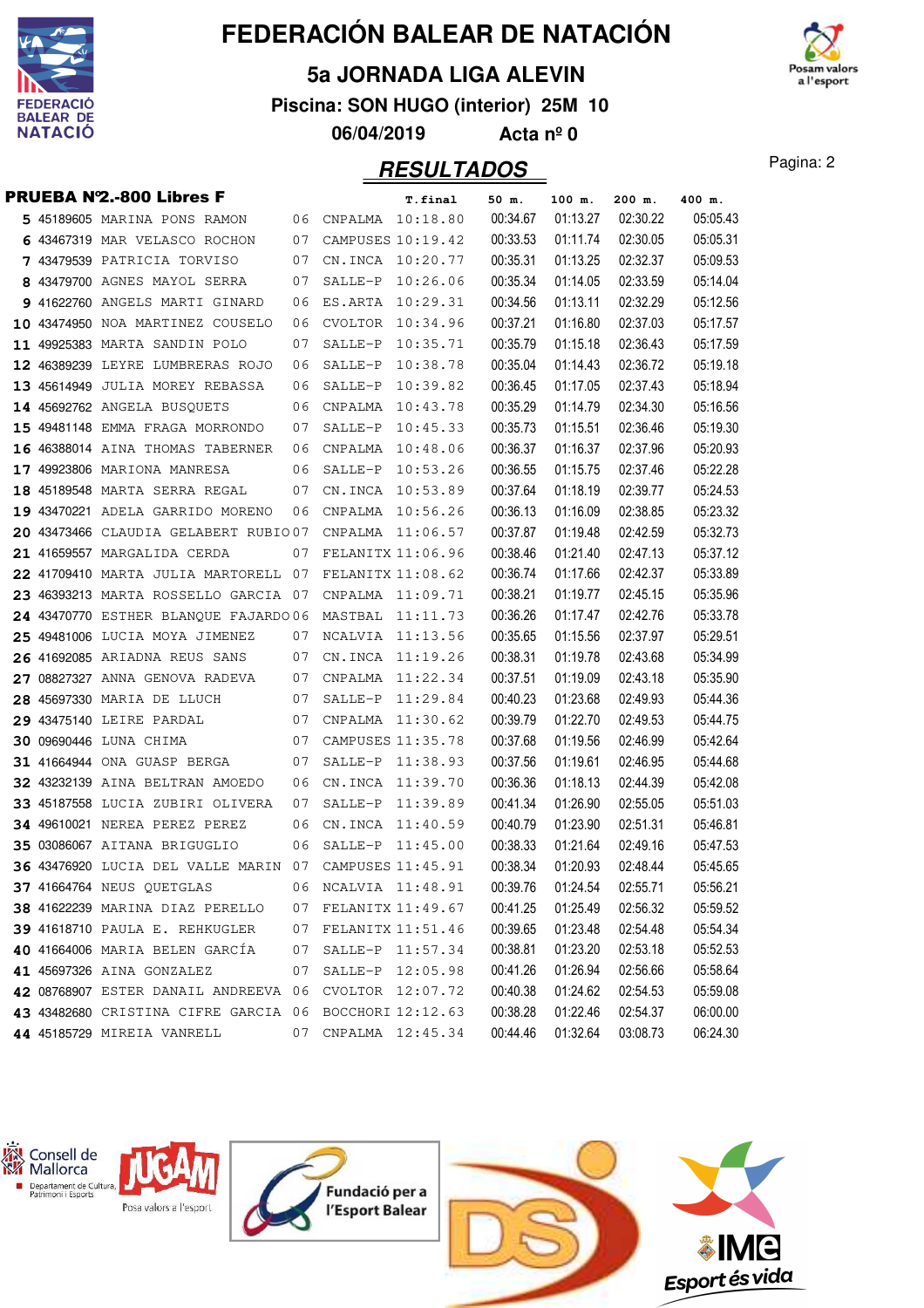# FEDERACIÓN BALEAR DE NATACIÓN

## 5a JORNADA LIGA ALEVIN

**Piscina: SON HUGO (interior) 25M 10**

**06/04/2019 Acta nº 0**

## RESULTADOS

### PRUEBA Nº2.-800 Libres F

| | | | | | T.final | 50 m. | 100 m. | 200 m. | 400 m. |
|---|---|---|---|---|---|---|---|---|---|
| 5 | 45189605 | MARINA PONS RAMON | 06 | CNPALMA | 10:18.80 | 00:34.67 | 01:13.27 | 02:30.22 | 05:05.43 |
| 6 | 43467319 | MAR VELASCO ROCHON | 07 | CAMPUSES | 10:19.42 | 00:33.53 | 01:11.74 | 02:30.05 | 05:05.31 |
| 7 | 43479539 | PATRICIA TORVISO | 07 | CN.INCA | 10:20.77 | 00:35.31 | 01:13.25 | 02:32.37 | 05:09.53 |
| 8 | 43479700 | AGNES MAYOL SERRA | 07 | SALLE-P | 10:26.06 | 00:35.34 | 01:14.05 | 02:33.59 | 05:14.04 |
| 9 | 41622760 | ANGELS MARTI GINARD | 06 | ES.ARTA | 10:29.31 | 00:34.56 | 01:13.11 | 02:32.29 | 05:12.56 |
| 10 | 43474950 | NOA MARTINEZ COUSELO | 06 | CVOLTOR | 10:34.96 | 00:37.21 | 01:16.80 | 02:37.03 | 05:17.57 |
| 11 | 49925383 | MARTA SANDIN POLO | 07 | SALLE-P | 10:35.71 | 00:35.79 | 01:15.18 | 02:36.43 | 05:17.59 |
| 12 | 46389239 | LEYRE LUMBRERAS ROJO | 06 | SALLE-P | 10:38.78 | 00:35.04 | 01:14.43 | 02:36.72 | 05:19.18 |
| 13 | 45614949 | JULIA MOREY REBASSA | 06 | SALLE-P | 10:39.82 | 00:36.45 | 01:17.05 | 02:37.43 | 05:18.94 |
| 14 | 45692762 | ANGELA BUSQUETS | 06 | CNPALMA | 10:43.78 | 00:35.29 | 01:14.79 | 02:34.30 | 05:16.56 |
| 15 | 49481148 | EMMA FRAGA MORRONDO | 07 | SALLE-P | 10:45.33 | 00:35.73 | 01:15.51 | 02:36.46 | 05:19.30 |
| 16 | 46388014 | AINA THOMAS TABERNER | 06 | CNPALMA | 10:48.06 | 00:36.37 | 01:16.37 | 02:37.96 | 05:20.93 |
| 17 | 49923806 | MARIONA MANRESA | 06 | SALLE-P | 10:53.26 | 00:36.55 | 01:15.75 | 02:37.46 | 05:22.28 |
| 18 | 45189548 | MARTA SERRA REGAL | 07 | CN.INCA | 10:53.89 | 00:37.64 | 01:18.19 | 02:39.77 | 05:24.53 |
| 19 | 43470221 | ADELA GARRIDO MORENO | 06 | CNPALMA | 10:56.26 | 00:36.13 | 01:16.09 | 02:38.85 | 05:23.32 |
| 20 | 43473466 | CLAUDIA GELABERT RUBIO | 07 | CNPALMA | 11:06.57 | 00:37.87 | 01:19.48 | 02:42.59 | 05:32.73 |
| 21 | 41659557 | MARGALIDA CERDA | 07 | FELANITX | 11:06.96 | 00:38.46 | 01:21.40 | 02:47.13 | 05:37.12 |
| 22 | 41709410 | MARTA JULIA MARTORELL | 07 | FELANITX | 11:08.62 | 00:36.74 | 01:17.66 | 02:42.37 | 05:33.89 |
| 23 | 46393213 | MARTA ROSSELLO GARCIA | 07 | CNPALMA | 11:09.71 | 00:38.21 | 01:19.77 | 02:45.15 | 05:35.96 |
| 24 | 43470770 | ESTHER BLANQUE FAJARDO | 06 | MASTBAL | 11:11.73 | 00:36.26 | 01:17.47 | 02:42.76 | 05:33.78 |
| 25 | 49481006 | LUCIA MOYA JIMENEZ | 07 | NCALVIA | 11:13.56 | 00:35.65 | 01:15.56 | 02:37.97 | 05:29.51 |
| 26 | 41692085 | ARIADNA REUS SANS | 07 | CN.INCA | 11:19.26 | 00:38.31 | 01:19.78 | 02:43.68 | 05:34.99 |
| 27 | 08827327 | ANNA GENOVA RADEVA | 07 | CNPALMA | 11:22.34 | 00:37.51 | 01:19.09 | 02:43.18 | 05:35.90 |
| 28 | 45697330 | MARIA DE LLUCH | 07 | SALLE-P | 11:29.84 | 00:40.23 | 01:23.68 | 02:49.93 | 05:44.36 |
| 29 | 43475140 | LEIRE PARDAL | 07 | CNPALMA | 11:30.62 | 00:39.79 | 01:22.70 | 02:49.53 | 05:44.75 |
| 30 | 09690446 | LUNA CHIMA | 07 | CAMPUSES | 11:35.78 | 00:37.68 | 01:19.56 | 02:46.99 | 05:42.64 |
| 31 | 41664944 | ONA GUASP BERGA | 07 | SALLE-P | 11:38.93 | 00:37.56 | 01:19.61 | 02:46.95 | 05:44.68 |
| 32 | 43232139 | AINA BELTRAN AMOEDO | 06 | CN.INCA | 11:39.70 | 00:36.36 | 01:18.13 | 02:44.39 | 05:42.08 |
| 33 | 45187558 | LUCIA ZUBIRI OLIVERA | 07 | SALLE-P | 11:39.89 | 00:41.34 | 01:26.90 | 02:55.05 | 05:51.03 |
| 34 | 49610021 | NEREA PEREZ PEREZ | 06 | CN.INCA | 11:40.59 | 00:40.79 | 01:23.90 | 02:51.31 | 05:46.81 |
| 35 | 03086067 | AITANA BRIGUGLIO | 06 | SALLE-P | 11:45.00 | 00:38.33 | 01:21.64 | 02:49.16 | 05:47.53 |
| 36 | 43476920 | LUCIA DEL VALLE MARIN | 07 | CAMPUSES | 11:45.91 | 00:38.34 | 01:20.93 | 02:48.44 | 05:45.65 |
| 37 | 41664764 | NEUS QUETGLAS | 06 | NCALVIA | 11:48.91 | 00:39.76 | 01:24.54 | 02:55.71 | 05:56.21 |
| 38 | 41622239 | MARINA DIAZ PERELLO | 07 | FELANITX | 11:49.67 | 00:41.25 | 01:25.49 | 02:56.32 | 05:59.52 |
| 39 | 41618710 | PAULA E. REHKUGLER | 07 | FELANITX | 11:51.46 | 00:39.65 | 01:23.48 | 02:54.48 | 05:54.34 |
| 40 | 41664006 | MARIA BELEN GARCÍA | 07 | SALLE-P | 11:57.34 | 00:38.81 | 01:23.20 | 02:53.18 | 05:52.53 |
| 41 | 45697326 | AINA GONZALEZ | 07 | SALLE-P | 12:05.98 | 00:41.26 | 01:26.94 | 02:56.66 | 05:58.64 |
| 42 | 08768907 | ESTER DANAIL ANDREEVA | 06 | CVOLTOR | 12:07.72 | 00:40.38 | 01:24.62 | 02:54.53 | 05:59.08 |
| 43 | 43482680 | CRISTINA CIFRE GARCIA | 06 | BOCCHORI | 12:12.63 | 00:38.28 | 01:22.46 | 02:54.37 | 06:00.00 |
| 44 | 45185729 | MIREIA VANRELL | 07 | CNPALMA | 12:45.34 | 00:44.46 | 01:32.64 | 03:08.73 | 06:24.30 |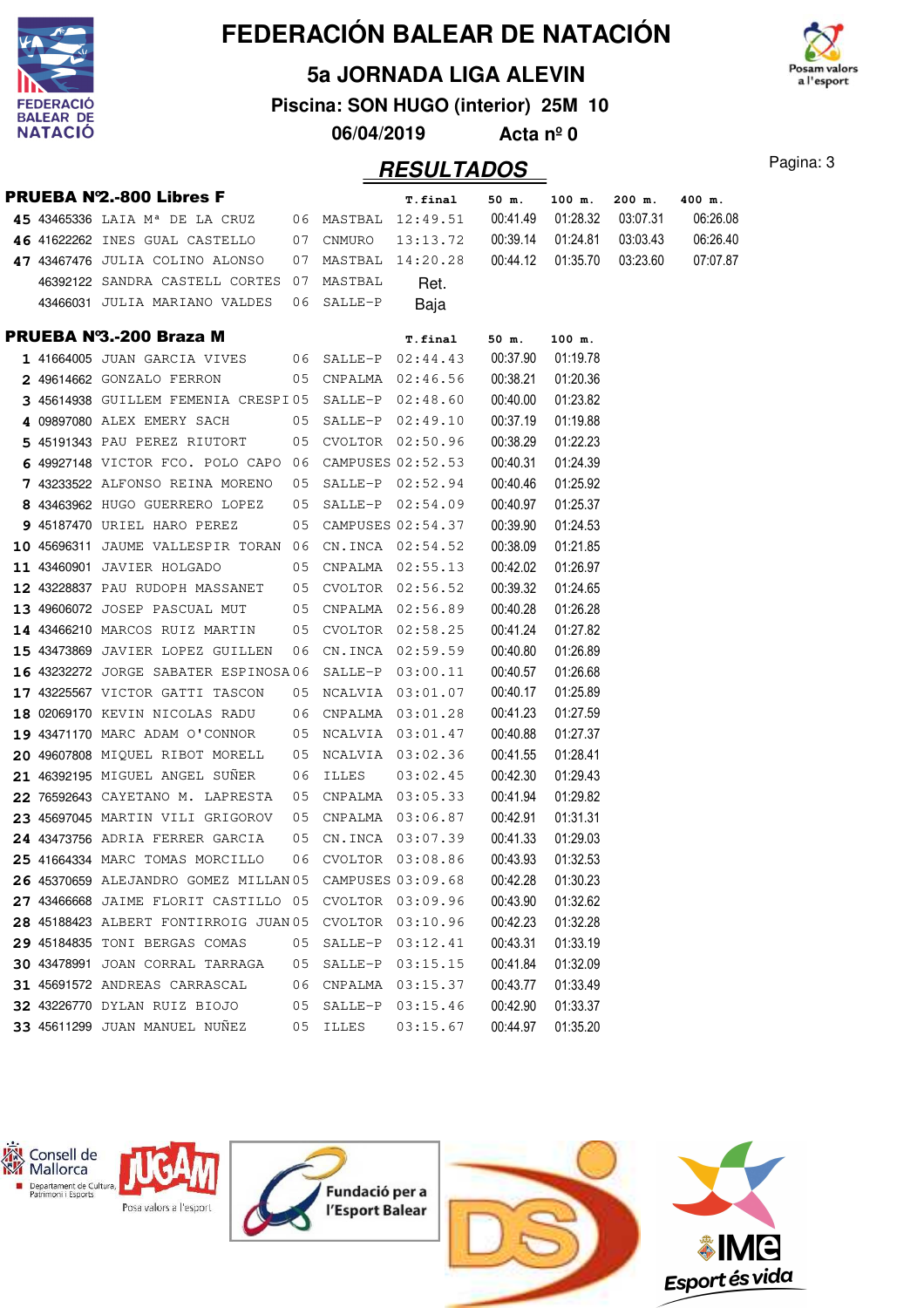# FEDERACIÓN BALEAR DE NATACIÓN

## 5a JORNADA LIGA ALEVIN

**Piscina: SON HUGO (interior) 25M 10**

**06/04/2019 Acta nº 0**

## RESULTADOS

### PRUEBA Nº2.-800 Libres F

| Pos | Licencia | Nombre | Año | Club | T.final | 50 m. | 100 m. | 200 m. | 400 m. |
|---|---|---|---|---|---|---|---|---|---|
| 45 | 43465336 | LAIA Mª DE LA CRUZ | 06 | MASTBAL | 12:49.51 | 00:41.49 | 01:28.32 | 03:07.31 | 06:26.08 |
| 46 | 41622262 | INES GUAL CASTELLO | 07 | CNMURO | 13:13.72 | 00:39.14 | 01:24.81 | 03:03.43 | 06:26.40 |
| 47 | 43467476 | JULIA COLINO ALONSO | 07 | MASTBAL | 14:20.28 | 00:44.12 | 01:35.70 | 03:23.60 | 07:07.87 |
| | 46392122 | SANDRA CASTELL CORTES | 07 | MASTBAL | Ret. | | | | |
| | 43466031 | JULIA MARIANO VALDES | 06 | SALLE-P | Baja | | | | |

### PRUEBA Nº3.-200 Braza M

| Pos | Licencia | Nombre | Año | Club | T.final | 50 m. | 100 m. |
|---|---|---|---|---|---|---|---|
| 1 | 41664005 | JUAN GARCIA VIVES | 06 | SALLE-P | 02:44.43 | 00:37.90 | 01:19.78 |
| 2 | 49614662 | GONZALO FERRON | 05 | CNPALMA | 02:46.56 | 00:38.21 | 01:20.36 |
| 3 | 45614938 | GUILLEM FEMENIA CRESPI | 05 | SALLE-P | 02:48.60 | 00:40.00 | 01:23.82 |
| 4 | 09897080 | ALEX EMERY SACH | 05 | SALLE-P | 02:49.10 | 00:37.19 | 01:19.88 |
| 5 | 45191343 | PAU PEREZ RIUTORT | 05 | CVOLTOR | 02:50.96 | 00:38.29 | 01:22.23 |
| 6 | 49927148 | VICTOR FCO. POLO CAPO | 06 | CAMPUSES | 02:52.53 | 00:40.31 | 01:24.39 |
| 7 | 43233522 | ALFONSO REINA MORENO | 05 | SALLE-P | 02:52.94 | 00:40.46 | 01:25.92 |
| 8 | 43463962 | HUGO GUERRERO LOPEZ | 05 | SALLE-P | 02:54.09 | 00:40.97 | 01:25.37 |
| 9 | 45187470 | URIEL HARO PEREZ | 05 | CAMPUSES | 02:54.37 | 00:39.90 | 01:24.53 |
| 10 | 45696311 | JAUME VALLESPIR TORAN | 06 | CN.INCA | 02:54.52 | 00:38.09 | 01:21.85 |
| 11 | 43460901 | JAVIER HOLGADO | 05 | CNPALMA | 02:55.13 | 00:42.02 | 01:26.97 |
| 12 | 43228837 | PAU RUDOPH MASSANET | 05 | CVOLTOR | 02:56.52 | 00:39.32 | 01:24.65 |
| 13 | 49606072 | JOSEP PASCUAL MUT | 05 | CNPALMA | 02:56.89 | 00:40.28 | 01:26.28 |
| 14 | 43466210 | MARCOS RUIZ MARTIN | 05 | CVOLTOR | 02:58.25 | 00:41.24 | 01:27.82 |
| 15 | 43473869 | JAVIER LOPEZ GUILLEN | 06 | CN.INCA | 02:59.59 | 00:40.80 | 01:26.89 |
| 16 | 43232272 | JORGE SABATER ESPINOSA | 06 | SALLE-P | 03:00.11 | 00:40.57 | 01:26.68 |
| 17 | 43225567 | VICTOR GATTI TASCON | 05 | NCALVIA | 03:01.07 | 00:40.17 | 01:25.89 |
| 18 | 02069170 | KEVIN NICOLAS RADU | 06 | CNPALMA | 03:01.28 | 00:41.23 | 01:27.59 |
| 19 | 43471170 | MARC ADAM O'CONNOR | 05 | NCALVIA | 03:01.47 | 00:40.88 | 01:27.37 |
| 20 | 49607808 | MIQUEL RIBOT MORELL | 05 | NCALVIA | 03:02.36 | 00:41.55 | 01:28.41 |
| 21 | 46392195 | MIGUEL ANGEL SUÑER | 06 | ILLES | 03:02.45 | 00:42.30 | 01:29.43 |
| 22 | 76592643 | CAYETANO M. LAPRESTA | 05 | CNPALMA | 03:05.33 | 00:41.94 | 01:29.82 |
| 23 | 45697045 | MARTIN VILI GRIGOROV | 05 | CNPALMA | 03:06.87 | 00:42.91 | 01:31.31 |
| 24 | 43473756 | ADRIA FERRER GARCIA | 05 | CN.INCA | 03:07.39 | 00:41.33 | 01:29.03 |
| 25 | 41664334 | MARC TOMAS MORCILLO | 06 | CVOLTOR | 03:08.86 | 00:43.93 | 01:32.53 |
| 26 | 45370659 | ALEJANDRO GOMEZ MILLAN | 05 | CAMPUSES | 03:09.68 | 00:42.28 | 01:30.23 |
| 27 | 43466668 | JAIME FLORIT CASTILLO | 05 | CVOLTOR | 03:09.96 | 00:43.90 | 01:32.62 |
| 28 | 45188423 | ALBERT FONTIRROIG JUAN | 05 | CVOLTOR | 03:10.96 | 00:42.23 | 01:32.28 |
| 29 | 45184835 | TONI BERGAS COMAS | 05 | SALLE-P | 03:12.41 | 00:43.31 | 01:33.19 |
| 30 | 43478991 | JOAN CORRAL TARRAGA | 05 | SALLE-P | 03:15.15 | 00:41.84 | 01:32.09 |
| 31 | 45691572 | ANDREAS CARRASCAL | 06 | CNPALMA | 03:15.37 | 00:43.77 | 01:33.49 |
| 32 | 43226770 | DYLAN RUIZ BIOJO | 05 | SALLE-P | 03:15.46 | 00:42.90 | 01:33.37 |
| 33 | 45611299 | JUAN MANUEL NUÑEZ | 05 | ILLES | 03:15.67 | 00:44.97 | 01:35.20 |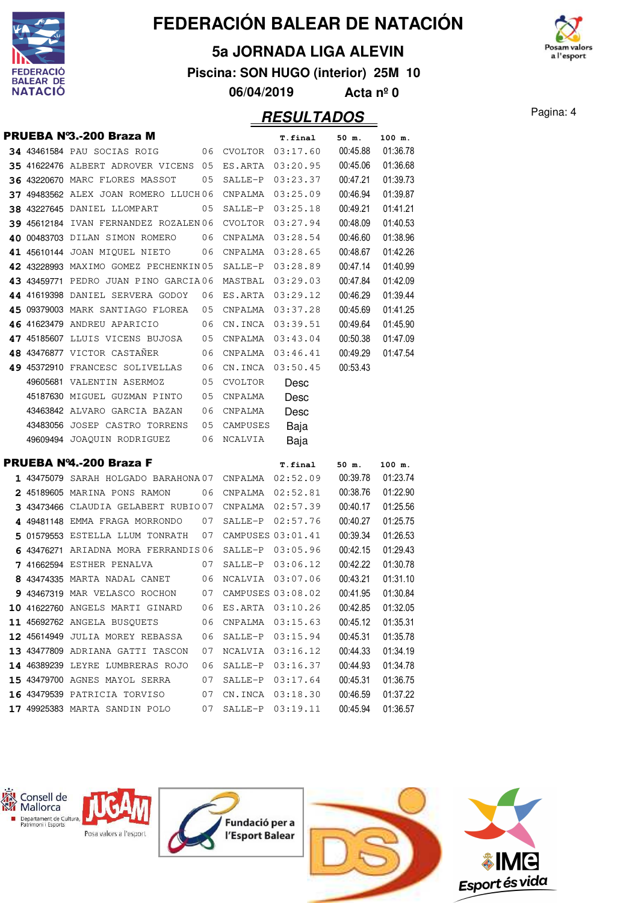# FEDERACIÓN BALEAR DE NATACIÓN

## 5a JORNADA LIGA ALEVIN

**Piscina: SON HUGO (interior) 25M 10**

**06/04/2019 Acta nº 0**

## RESULTADOS

### PRUEBA Nº3.-200 Braza M

| Pos. | Licencia | Nombre | Año | Club | T.final | 50 m. | 100 m. |
|---|---|---|---|---|---|---|---|
| 34 | 43461584 | PAU SOCIAS ROIG | 06 | CVOLTOR | 03:17.60 | 00:45.88 | 01:36.78 |
| 35 | 41622476 | ALBERT ADROVER VICENS | 05 | ES.ARTA | 03:20.95 | 00:45.06 | 01:36.68 |
| 36 | 43220670 | MARC FLORES MASSOT | 05 | SALLE-P | 03:23.37 | 00:47.21 | 01:39.73 |
| 37 | 49483562 | ALEX JOAN ROMERO LLUCH | 06 | CNPALMA | 03:25.09 | 00:46.94 | 01:39.87 |
| 38 | 43227645 | DANIEL LLOMPART | 05 | SALLE-P | 03:25.18 | 00:49.21 | 01:41.21 |
| 39 | 45612184 | IVAN FERNANDEZ ROZALEN | 06 | CVOLTOR | 03:27.94 | 00:48.09 | 01:40.53 |
| 40 | 00483703 | DILAN SIMON ROMERO | 06 | CNPALMA | 03:28.54 | 00:46.60 | 01:38.96 |
| 41 | 45610144 | JOAN MIQUEL NIETO | 06 | CNPALMA | 03:28.65 | 00:48.67 | 01:42.26 |
| 42 | 43228993 | MAXIMO GOMEZ PECHENKIN | 05 | SALLE-P | 03:28.89 | 00:47.14 | 01:40.99 |
| 43 | 43459771 | PEDRO JUAN PINO GARCIA | 06 | MASTBAL | 03:29.03 | 00:47.84 | 01:42.09 |
| 44 | 41619398 | DANIEL SERVERA GODOY | 06 | ES.ARTA | 03:29.12 | 00:46.29 | 01:39.44 |
| 45 | 09379003 | MARK SANTIAGO FLOREA | 05 | CNPALMA | 03:37.28 | 00:45.69 | 01:41.25 |
| 46 | 41623479 | ANDREU APARICIO | 06 | CN.INCA | 03:39.51 | 00:49.64 | 01:45.90 |
| 47 | 45185607 | LLUIS VICENS BUJOSA | 05 | CNPALMA | 03:43.04 | 00:50.38 | 01:47.09 |
| 48 | 43476877 | VICTOR CASTAÑER | 06 | CNPALMA | 03:46.41 | 00:49.29 | 01:47.54 |
| 49 | 45372910 | FRANCESC SOLIVELLAS | 06 | CN.INCA | 03:50.45 | 00:53.43 | |
| | 49605681 | VALENTIN ASERMOZ | 05 | CVOLTOR | Desc | | |
| | 45187630 | MIGUEL GUZMAN PINTO | 05 | CNPALMA | Desc | | |
| | 43463842 | ALVARO GARCIA BAZAN | 06 | CNPALMA | Desc | | |
| | 43483056 | JOSEP CASTRO TORRENS | 05 | CAMPUSES | Baja | | |
| | 49609494 | JOAQUIN RODRIGUEZ | 06 | NCALVIA | Baja | | |

### PRUEBA Nº4.-200 Braza F

| Pos. | Licencia | Nombre | Año | Club | T.final | 50 m. | 100 m. |
|---|---|---|---|---|---|---|---|
| 1 | 43475079 | SARAH HOLGADO BARAHONA | 07 | CNPALMA | 02:52.09 | 00:39.78 | 01:23.74 |
| 2 | 45189605 | MARINA PONS RAMON | 06 | CNPALMA | 02:52.81 | 00:38.76 | 01:22.90 |
| 3 | 43473466 | CLAUDIA GELABERT RUBIO | 07 | CNPALMA | 02:57.39 | 00:40.17 | 01:25.56 |
| 4 | 49481148 | EMMA FRAGA MORRONDO | 07 | SALLE-P | 02:57.76 | 00:40.27 | 01:25.75 |
| 5 | 01579553 | ESTELLA LLUM TONRATH | 07 | CAMPUSES | 03:01.41 | 00:39.34 | 01:26.53 |
| 6 | 43476271 | ARIADNA MORA FERRANDIS | 06 | SALLE-P | 03:05.96 | 00:42.15 | 01:29.43 |
| 7 | 41662594 | ESTHER PENALVA | 07 | SALLE-P | 03:06.12 | 00:42.22 | 01:30.78 |
| 8 | 43474335 | MARTA NADAL CANET | 06 | NCALVIA | 03:07.06 | 00:43.21 | 01:31.10 |
| 9 | 43467319 | MAR VELASCO ROCHON | 07 | CAMPUSES | 03:08.02 | 00:41.95 | 01:30.84 |
| 10 | 41622760 | ANGELS MARTI GINARD | 06 | ES.ARTA | 03:10.26 | 00:42.85 | 01:32.05 |
| 11 | 45692762 | ANGELA BUSQUETS | 06 | CNPALMA | 03:15.63 | 00:45.12 | 01:35.31 |
| 12 | 45614949 | JULIA MOREY REBASSA | 06 | SALLE-P | 03:15.94 | 00:45.31 | 01:35.78 |
| 13 | 43477809 | ADRIANA GATTI TASCON | 07 | NCALVIA | 03:16.12 | 00:44.33 | 01:34.19 |
| 14 | 46389239 | LEYRE LUMBRERAS ROJO | 06 | SALLE-P | 03:16.37 | 00:44.93 | 01:34.78 |
| 15 | 43479700 | AGNES MAYOL SERRA | 07 | SALLE-P | 03:17.64 | 00:45.31 | 01:36.75 |
| 16 | 43479539 | PATRICIA TORVISO | 07 | CN.INCA | 03:18.30 | 00:46.59 | 01:37.22 |
| 17 | 49925383 | MARTA SANDIN POLO | 07 | SALLE-P | 03:19.11 | 00:45.94 | 01:36.57 |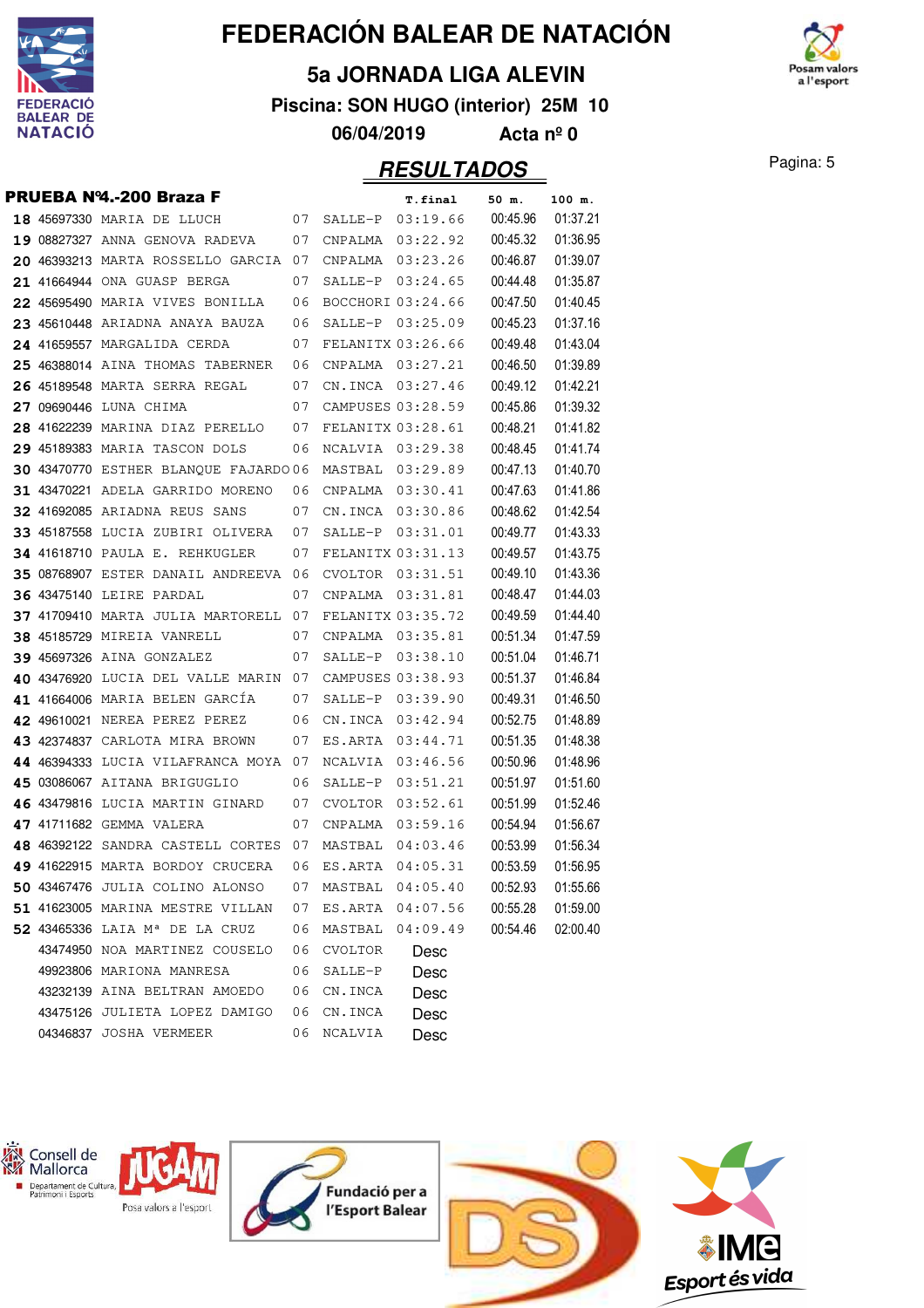# FEDERACIÓN BALEAR DE NATACIÓN

## 5a JORNADA LIGA ALEVIN

**Piscina: SON HUGO (interior) 25M 10**

**06/04/2019 Acta nº 0**

## RESULTADOS

### PRUEBA Nº4.-200 Braza F

| Pos | Licencia | Nombre | Año | Club | T.final | 50 m. | 100 m. |
|---|---|---|---|---|---|---|---|
| 18 | 45697330 | MARIA DE LLUCH | 07 | SALLE-P | 03:19.66 | 00:45.96 | 01:37.21 |
| 19 | 08827327 | ANNA GENOVA RADEVA | 07 | CNPALMA | 03:22.92 | 00:45.32 | 01:36.95 |
| 20 | 46393213 | MARTA ROSSELLO GARCIA | 07 | CNPALMA | 03:23.26 | 00:46.87 | 01:39.07 |
| 21 | 41664944 | ONA GUASP BERGA | 07 | SALLE-P | 03:24.65 | 00:44.48 | 01:35.87 |
| 22 | 45695490 | MARIA VIVES BONILLA | 06 | BOCCHORI | 03:24.66 | 00:47.50 | 01:40.45 |
| 23 | 45610448 | ARIADNA ANAYA BAUZA | 06 | SALLE-P | 03:25.09 | 00:45.23 | 01:37.16 |
| 24 | 41659557 | MARGALIDA CERDA | 07 | FELANITX | 03:26.66 | 00:49.48 | 01:43.04 |
| 25 | 46388014 | AINA THOMAS TABERNER | 06 | CNPALMA | 03:27.21 | 00:46.50 | 01:39.89 |
| 26 | 45189548 | MARTA SERRA REGAL | 07 | CN.INCA | 03:27.46 | 00:49.12 | 01:42.21 |
| 27 | 09690446 | LUNA CHIMA | 07 | CAMPUSES | 03:28.59 | 00:45.86 | 01:39.32 |
| 28 | 41622239 | MARINA DIAZ PERELLO | 07 | FELANITX | 03:28.61 | 00:48.21 | 01:41.82 |
| 29 | 45189383 | MARIA TASCON DOLS | 06 | NCALVIA | 03:29.38 | 00:48.45 | 01:41.74 |
| 30 | 43470770 | ESTHER BLANQUE FAJARDO | 06 | MASTBAL | 03:29.89 | 00:47.13 | 01:40.70 |
| 31 | 43470221 | ADELA GARRIDO MORENO | 06 | CNPALMA | 03:30.41 | 00:47.63 | 01:41.86 |
| 32 | 41692085 | ARIADNA REUS SANS | 07 | CN.INCA | 03:30.86 | 00:48.62 | 01:42.54 |
| 33 | 45187558 | LUCIA ZUBIRI OLIVERA | 07 | SALLE-P | 03:31.01 | 00:49.77 | 01:43.33 |
| 34 | 41618710 | PAULA E. REHKUGLER | 07 | FELANITX | 03:31.13 | 00:49.57 | 01:43.75 |
| 35 | 08768907 | ESTER DANAIL ANDREEVA | 06 | CVOLTOR | 03:31.51 | 00:49.10 | 01:43.36 |
| 36 | 43475140 | LEIRE PARDAL | 07 | CNPALMA | 03:31.81 | 00:48.47 | 01:44.03 |
| 37 | 41709410 | MARTA JULIA MARTORELL | 07 | FELANITX | 03:35.72 | 00:49.59 | 01:44.40 |
| 38 | 45185729 | MIREIA VANRELL | 07 | CNPALMA | 03:35.81 | 00:51.34 | 01:47.59 |
| 39 | 45697326 | AINA GONZALEZ | 07 | SALLE-P | 03:38.10 | 00:51.04 | 01:46.71 |
| 40 | 43476920 | LUCIA DEL VALLE MARIN | 07 | CAMPUSES | 03:38.93 | 00:51.37 | 01:46.84 |
| 41 | 41664006 | MARIA BELEN GARCÍA | 07 | SALLE-P | 03:39.90 | 00:49.31 | 01:46.50 |
| 42 | 49610021 | NEREA PEREZ PEREZ | 06 | CN.INCA | 03:42.94 | 00:52.75 | 01:48.89 |
| 43 | 42374837 | CARLOTA MIRA BROWN | 07 | ES.ARTA | 03:44.71 | 00:51.35 | 01:48.38 |
| 44 | 46394333 | LUCIA VILAFRANCA MOYA | 07 | NCALVIA | 03:46.56 | 00:50.96 | 01:48.96 |
| 45 | 03086067 | AITANA BRIGUGLIO | 06 | SALLE-P | 03:51.21 | 00:51.97 | 01:51.60 |
| 46 | 43479816 | LUCIA MARTIN GINARD | 07 | CVOLTOR | 03:52.61 | 00:51.99 | 01:52.46 |
| 47 | 41711682 | GEMMA VALERA | 07 | CNPALMA | 03:59.16 | 00:54.94 | 01:56.67 |
| 48 | 46392122 | SANDRA CASTELL CORTES | 07 | MASTBAL | 04:03.46 | 00:53.99 | 01:56.34 |
| 49 | 41622915 | MARTA BORDOY CRUCERA | 06 | ES.ARTA | 04:05.31 | 00:53.59 | 01:56.95 |
| 50 | 43467476 | JULIA COLINO ALONSO | 07 | MASTBAL | 04:05.40 | 00:52.93 | 01:55.66 |
| 51 | 41623005 | MARINA MESTRE VILLAN | 07 | ES.ARTA | 04:07.56 | 00:55.28 | 01:59.00 |
| 52 | 43465336 | LAIA Mª DE LA CRUZ | 06 | MASTBAL | 04:09.49 | 00:54.46 | 02:00.40 |
| | 43474950 | NOA MARTINEZ COUSELO | 06 | CVOLTOR | Desc | | |
| | 49923806 | MARIONA MANRESA | 06 | SALLE-P | Desc | | |
| | 43232139 | AINA BELTRAN AMOEDO | 06 | CN.INCA | Desc | | |
| | 43475126 | JULIETA LOPEZ DAMIGO | 06 | CN.INCA | Desc | | |
| | 04346837 | JOSHA VERMEER | 06 | NCALVIA | Desc | | |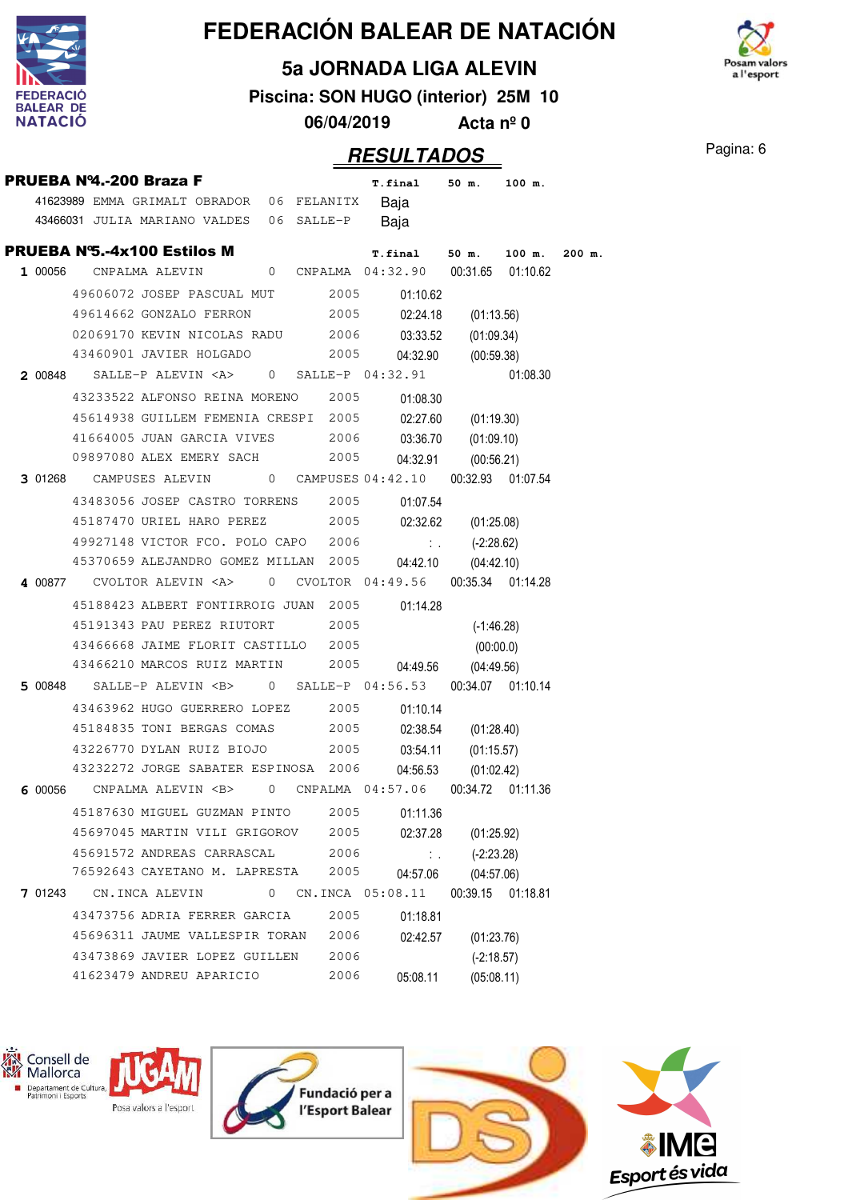# FEDERACIÓN BALEAR DE NATACIÓN

## 5a JORNADA LIGA ALEVIN

**Piscina: SON HUGO (interior) 25M 10**

**06/04/2019 Acta nº 0**

## RESULTADOS

### PRUEBA Nº4.-200 Braza F

| | | | | T.final | 50 m. | 100 m. |
|---|---|---|---|---|---|---|
| 41623989 | EMMA GRIMALT OBRADOR | 06 | FELANITX | Baja | | |
| 43466031 | JULIA MARIANO VALDES | 06 | SALLE-P | Baja | | |

### PRUEBA Nº5.-4x100 Estilos M

| | | | | | T.final | 50 m. | 100 m. | 200 m. |
|---|---|---|---|---|---|---|---|---|
| 1 | 00056 | CNPALMA ALEVIN | 0 | CNPALMA | 04:32.90 | 00:31.65 | 01:10.62 | |
| | 49606072 | JOSEP PASCUAL MUT | 2005 | | 01:10.62 | | | |
| | 49614662 | GONZALO FERRON | 2005 | | 02:24.18 | (01:13.56) | | |
| | 02069170 | KEVIN NICOLAS RADU | 2006 | | 03:33.52 | (01:09.34) | | |
| | 43460901 | JAVIER HOLGADO | 2005 | | 04:32.90 | (00:59.38) | | |
| 2 | 00848 | SALLE-P ALEVIN <A> | 0 | SALLE-P | 04:32.91 | | 01:08.30 | |
| | 43233522 | ALFONSO REINA MORENO | 2005 | | 01:08.30 | | | |
| | 45614938 | GUILLEM FEMENIA CRESPI | 2005 | | 02:27.60 | (01:19.30) | | |
| | 41664005 | JUAN GARCIA VIVES | 2006 | | 03:36.70 | (01:09.10) | | |
| | 09897080 | ALEX EMERY SACH | 2005 | | 04:32.91 | (00:56.21) | | |
| 3 | 01268 | CAMPUSES ALEVIN | 0 | CAMPUSES | 04:42.10 | 00:32.93 | 01:07.54 | |
| | 43483056 | JOSEP CASTRO TORRENS | 2005 | | 01:07.54 | | | |
| | 45187470 | URIEL HARO PEREZ | 2005 | | 02:32.62 | (01:25.08) | | |
| | 49927148 | VICTOR FCO. POLO CAPO | 2006 | | :. | (-2:28.62) | | |
| | 45370659 | ALEJANDRO GOMEZ MILLAN | 2005 | | 04:42.10 | (04:42.10) | | |
| 4 | 00877 | CVOLTOR ALEVIN <A> | 0 | CVOLTOR | 04:49.56 | 00:35.34 | 01:14.28 | |
| | 45188423 | ALBERT FONTIRROIG JUAN | 2005 | | 01:14.28 | | | |
| | 45191343 | PAU PEREZ RIUTORT | 2005 | | | (-1:46.28) | | |
| | 43466668 | JAIME FLORIT CASTILLO | 2005 | | | (00:00.0) | | |
| | 43466210 | MARCOS RUIZ MARTIN | 2005 | | 04:49.56 | (04:49.56) | | |
| 5 | 00848 | SALLE-P ALEVIN <B> | 0 | SALLE-P | 04:56.53 | 00:34.07 | 01:10.14 | |
| | 43463962 | HUGO GUERRERO LOPEZ | 2005 | | 01:10.14 | | | |
| | 45184835 | TONI BERGAS COMAS | 2005 | | 02:38.54 | (01:28.40) | | |
| | 43226770 | DYLAN RUIZ BIOJO | 2005 | | 03:54.11 | (01:15.57) | | |
| | 43232272 | JORGE SABATER ESPINOSA | 2006 | | 04:56.53 | (01:02.42) | | |
| 6 | 00056 | CNPALMA ALEVIN <B> | 0 | CNPALMA | 04:57.06 | 00:34.72 | 01:11.36 | |
| | 45187630 | MIGUEL GUZMAN PINTO | 2005 | | 01:11.36 | | | |
| | 45697045 | MARTIN VILI GRIGOROV | 2005 | | 02:37.28 | (01:25.92) | | |
| | 45691572 | ANDREAS CARRASCAL | 2006 | | :. | (-2:23.28) | | |
| | 76592643 | CAYETANO M. LAPRESTA | 2005 | | 04:57.06 | (04:57.06) | | |
| 7 | 01243 | CN.INCA ALEVIN | 0 | CN.INCA | 05:08.11 | 00:39.15 | 01:18.81 | |
| | 43473756 | ADRIA FERRER GARCIA | 2005 | | 01:18.81 | | | |
| | 45696311 | JAUME VALLESPIR TORAN | 2006 | | 02:42.57 | (01:23.76) | | |
| | 43473869 | JAVIER LOPEZ GUILLEN | 2006 | | | (-2:18.57) | | |
| | 41623479 | ANDREU APARICIO | 2006 | | 05:08.11 | (05:08.11) | | |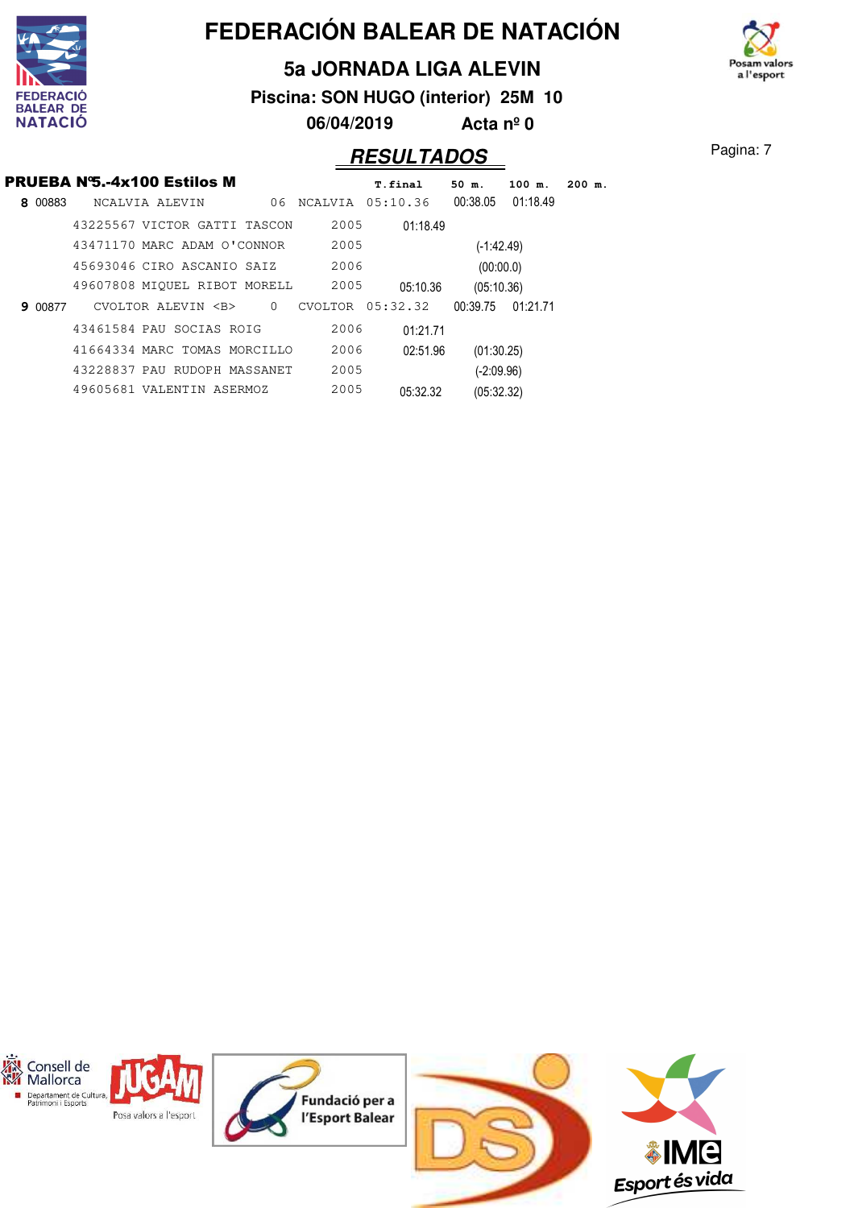# FEDERACIÓN BALEAR DE NATACIÓN

## 5a JORNADA LIGA ALEVIN

**Piscina: SON HUGO (interior) 25M 10**

**06/04/2019 Acta nº 0**

## *RESULTADOS*

**PRUEBA Nº5.-4x100 Estilos M**

| | | | | | T.final | 50 m. | 100 m. | 200 m. |
|---|---|---|---|---|---|---|---|---|
| **8** | 00883 | NCALVIA ALEVIN | 06 | NCALVIA | 05:10.36 | 00:38.05 | 01:18.49 | |
| | 43225567 | VICTOR GATTI TASCON | 2005 | | 01:18.49 | | | |
| | 43471170 | MARC ADAM O'CONNOR | 2005 | | | (-1:42.49) | | |
| | 45693046 | CIRO ASCANIO SAIZ | 2006 | | | (00:00.0) | | |
| | 49607808 | MIQUEL RIBOT MORELL | 2005 | | 05:10.36 | (05:10.36) | | |
| **9** | 00877 | CVOLTOR ALEVIN <B> | 0 | CVOLTOR | 05:32.32 | 00:39.75 | 01:21.71 | |
| | 43461584 | PAU SOCIAS ROIG | 2006 | | 01:21.71 | | | |
| | 41664334 | MARC TOMAS MORCILLO | 2006 | | 02:51.96 | (01:30.25) | | |
| | 43228837 | PAU RUDOPH MASSANET | 2005 | | | (-2:09.96) | | |
| | 49605681 | VALENTIN ASERMOZ | 2005 | | 05:32.32 | (05:32.32) | | |